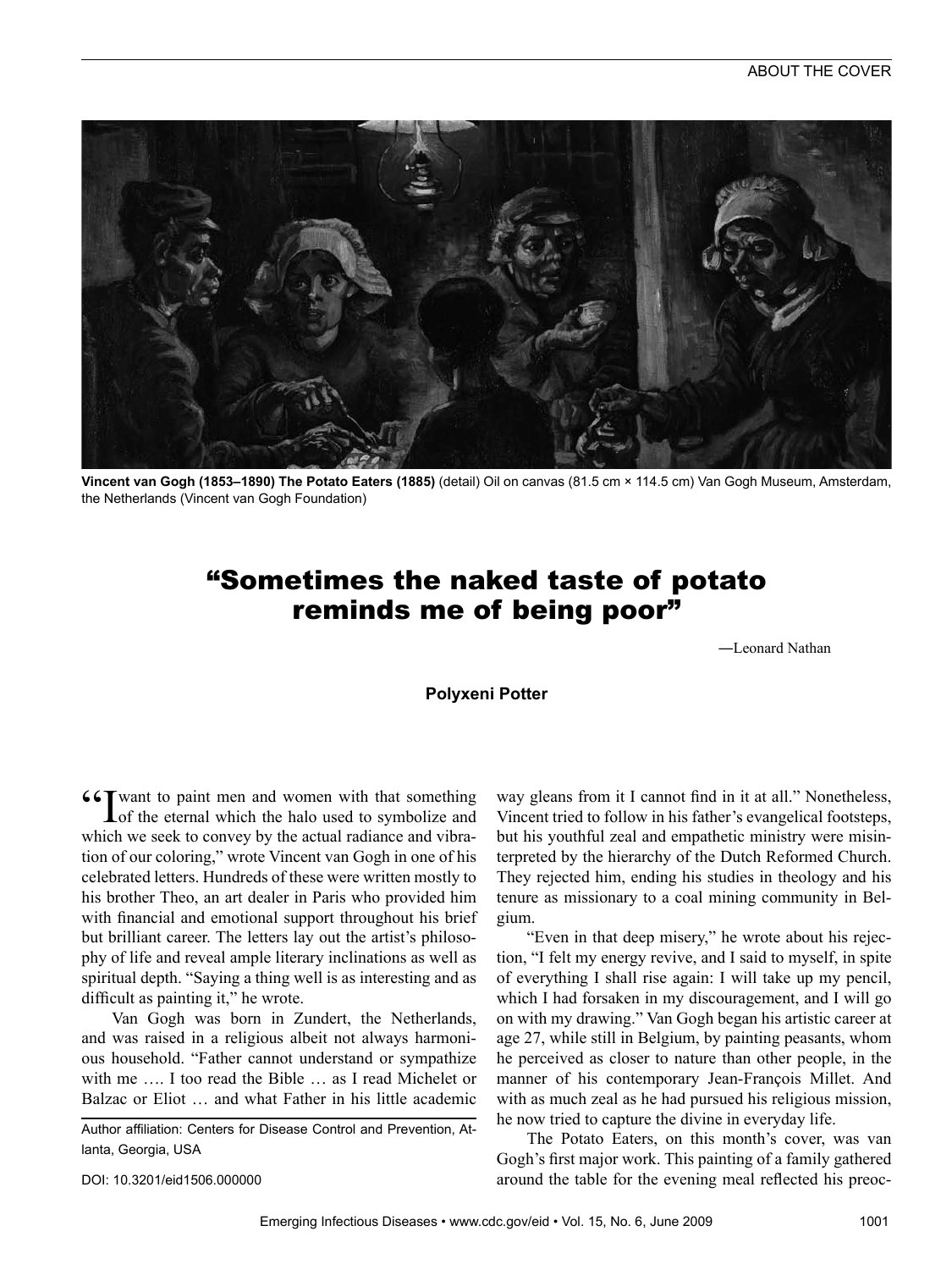ABOUT THE COVER

**Vincent van Gogh (1853–1890) The Potato Eaters (1885)** (detail) Oil on canvas (81.5 cm × 114.5 cm) Van Gogh Museum, Amsterdam, the Netherlands (Vincent van Gogh Foundation)

# "Sometimes the naked taste of potato reminds me of being poor"

—Leonard Nathan

**Polyxeni Potter**

"I want to paint men and women with that something of the eternal which the halo used to symbolize and which we seek to convey by the actual radiance and vibration of our coloring," wrote Vincent van Gogh in one of his celebrated letters. Hundreds of these were written mostly to his brother Theo, an art dealer in Paris who provided him with financial and emotional support throughout his brief but brilliant career. The letters lay out the artist's philosophy of life and reveal ample literary inclinations as well as spiritual depth. "Saying a thing well is as interesting and as difficult as painting it," he wrote.

Van Gogh was born in Zundert, the Netherlands, and was raised in a religious albeit not always harmonious household. "Father cannot understand or sympathize with me …. I too read the Bible … as I read Michelet or Balzac or Eliot … and what Father in his little academic way gleans from it I cannot find in it at all." Nonetheless, Vincent tried to follow in his father's evangelical footsteps, but his youthful zeal and empathetic ministry were misinterpreted by the hierarchy of the Dutch Reformed Church. They rejected him, ending his studies in theology and his tenure as missionary to a coal mining community in Belgium.

"Even in that deep misery," he wrote about his rejection, "I felt my energy revive, and I said to myself, in spite of everything I shall rise again: I will take up my pencil, which I had forsaken in my discouragement, and I will go on with my drawing." Van Gogh began his artistic career at age 27, while still in Belgium, by painting peasants, whom he perceived as closer to nature than other people, in the manner of his contemporary Jean-François Millet. And with as much zeal as he had pursued his religious mission, he now tried to capture the divine in everyday life.

The Potato Eaters, on this month's cover, was van Gogh's first major work. This painting of a family gathered around the table for the evening meal reflected his preoc-

Author affiliation: Centers for Disease Control and Prevention, Atlanta, Georgia, USA

DOI: 10.3201/eid1506.000000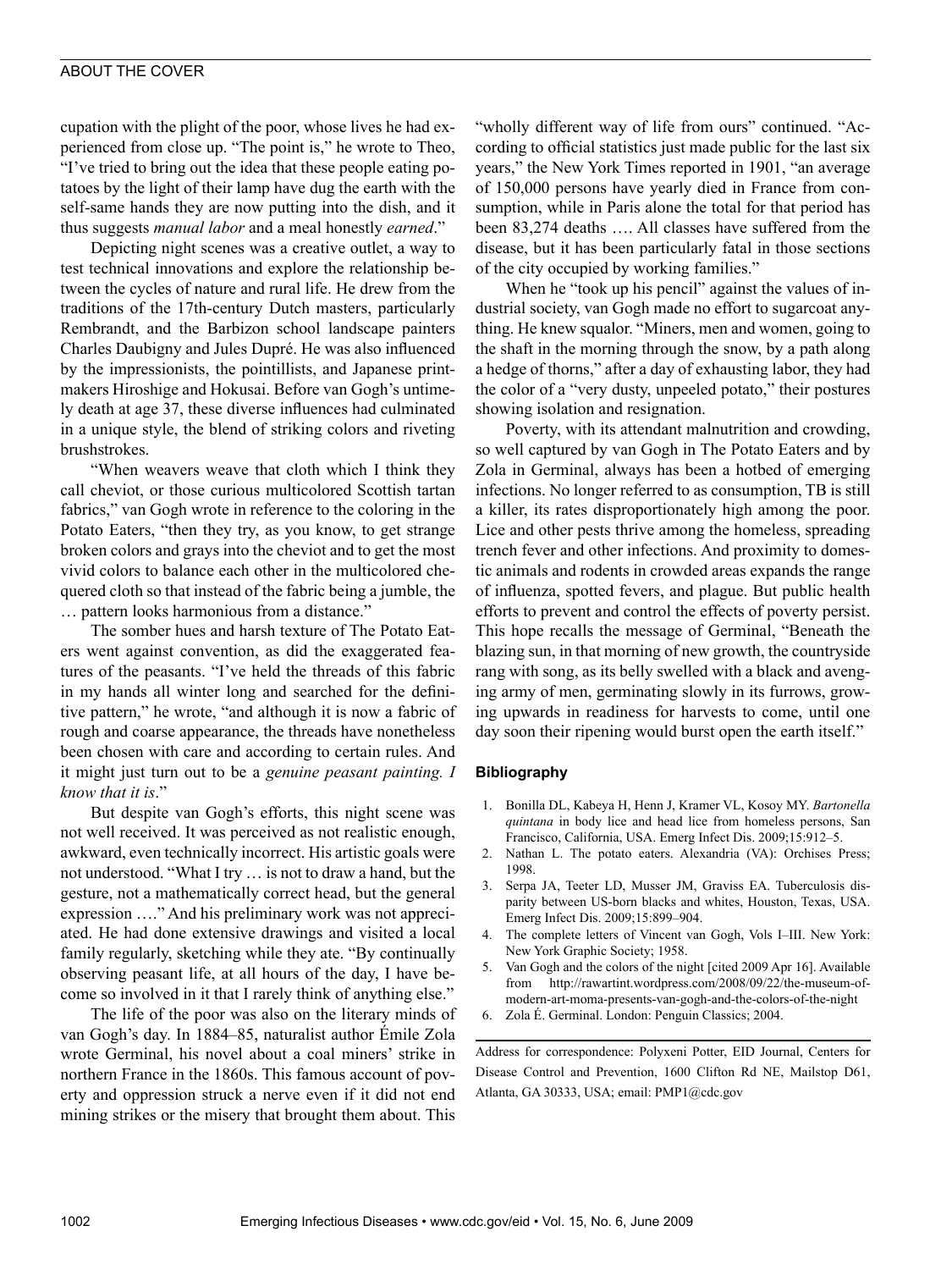cupation with the plight of the poor, whose lives he had experienced from close up. "The point is," he wrote to Theo, "I've tried to bring out the idea that these people eating potatoes by the light of their lamp have dug the earth with the self-same hands they are now putting into the dish, and it thus suggests *manual labor* and a meal honestly *earned*."

Depicting night scenes was a creative outlet, a way to test technical innovations and explore the relationship between the cycles of nature and rural life. He drew from the traditions of the 17th-century Dutch masters, particularly Rembrandt, and the Barbizon school landscape painters Charles Daubigny and Jules Dupré. He was also influenced by the impressionists, the pointillists, and Japanese printmakers Hiroshige and Hokusai. Before van Gogh's untimely death at age 37, these diverse influences had culminated in a unique style, the blend of striking colors and riveting brushstrokes.

"When weavers weave that cloth which I think they call cheviot, or those curious multicolored Scottish tartan fabrics," van Gogh wrote in reference to the coloring in the Potato Eaters, "then they try, as you know, to get strange broken colors and grays into the cheviot and to get the most vivid colors to balance each other in the multicolored chequered cloth so that instead of the fabric being a jumble, the … pattern looks harmonious from a distance."

The somber hues and harsh texture of The Potato Eaters went against convention, as did the exaggerated features of the peasants. "I've held the threads of this fabric in my hands all winter long and searched for the definitive pattern," he wrote, "and although it is now a fabric of rough and coarse appearance, the threads have nonetheless been chosen with care and according to certain rules. And it might just turn out to be a *genuine peasant painting. I know that it is*."

But despite van Gogh's efforts, this night scene was not well received. It was perceived as not realistic enough, awkward, even technically incorrect. His artistic goals were not understood. "What I try … is not to draw a hand, but the gesture, not a mathematically correct head, but the general expression …." And his preliminary work was not appreciated. He had done extensive drawings and visited a local family regularly, sketching while they ate. "By continually observing peasant life, at all hours of the day, I have become so involved in it that I rarely think of anything else."

The life of the poor was also on the literary minds of van Gogh's day. In 1884–85, naturalist author Émile Zola wrote Germinal, his novel about a coal miners' strike in northern France in the 1860s. This famous account of poverty and oppression struck a nerve even if it did not end mining strikes or the misery that brought them about. This "wholly different way of life from ours" continued. "According to official statistics just made public for the last six years," the New York Times reported in 1901, "an average of 150,000 persons have yearly died in France from consumption, while in Paris alone the total for that period has been 83,274 deaths …. All classes have suffered from the disease, but it has been particularly fatal in those sections of the city occupied by working families."

When he "took up his pencil" against the values of industrial society, van Gogh made no effort to sugarcoat anything. He knew squalor. "Miners, men and women, going to the shaft in the morning through the snow, by a path along a hedge of thorns," after a day of exhausting labor, they had the color of a "very dusty, unpeeled potato," their postures showing isolation and resignation.

Poverty, with its attendant malnutrition and crowding, so well captured by van Gogh in The Potato Eaters and by Zola in Germinal, always has been a hotbed of emerging infections. No longer referred to as consumption, TB is still a killer, its rates disproportionately high among the poor. Lice and other pests thrive among the homeless, spreading trench fever and other infections. And proximity to domestic animals and rodents in crowded areas expands the range of influenza, spotted fevers, and plague. But public health efforts to prevent and control the effects of poverty persist. This hope recalls the message of Germinal, "Beneath the blazing sun, in that morning of new growth, the countryside rang with song, as its belly swelled with a black and avenging army of men, germinating slowly in its furrows, growing upwards in readiness for harvests to come, until one day soon their ripening would burst open the earth itself."

### Bibliography

1. Bonilla DL, Kabeya H, Henn J, Kramer VL, Kosoy MY. *Bartonella quintana* in body lice and head lice from homeless persons, San Francisco, California, USA. Emerg Infect Dis. 2009;15:912–5.
2. Nathan L. The potato eaters. Alexandria (VA): Orchises Press; 1998.
3. Serpa JA, Teeter LD, Musser JM, Graviss EA. Tuberculosis disparity between US-born blacks and whites, Houston, Texas, USA. Emerg Infect Dis. 2009;15:899–904.
4. The complete letters of Vincent van Gogh, Vols I–III. New York: New York Graphic Society; 1958.
5. Van Gogh and the colors of the night [cited 2009 Apr 16]. Available from http://rawartint.wordpress.com/2008/09/22/the-museum-of-modern-art-moma-presents-van-gogh-and-the-colors-of-the-night
6. Zola É. Germinal. London: Penguin Classics; 2004.

Address for correspondence: Polyxeni Potter, EID Journal, Centers for Disease Control and Prevention, 1600 Clifton Rd NE, Mailstop D61, Atlanta, GA 30333, USA; email: PMP1@cdc.gov